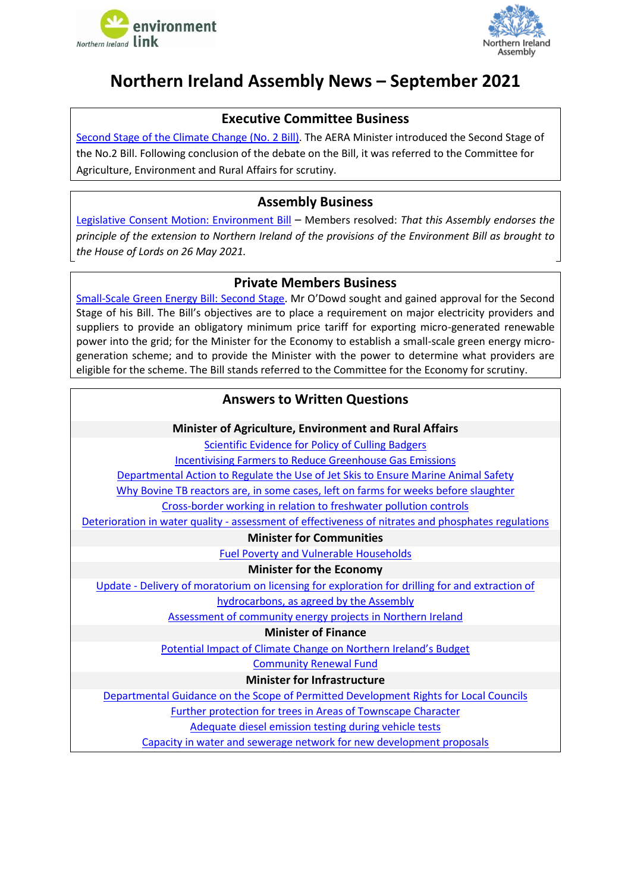# Northern Ireland Assembly News – September 2021

## Executive Committee Business

[Second Stage of the Climate Change (No. 2 Bill)](). The AERA Minister introduced the Second Stage of the No.2 Bill. Following conclusion of the debate on the Bill, it was referred to the Committee for Agriculture, Environment and Rural Affairs for scrutiny.

## Assembly Business

[Legislative Consent Motion: Environment Bill]() – Members resolved: *That this Assembly endorses the principle of the extension to Northern Ireland of the provisions of the Environment Bill as brought to the House of Lords on 26 May 2021.*

## Private Members Business

[Small-Scale Green Energy Bill: Second Stage](). Mr O'Dowd sought and gained approval for the Second Stage of his Bill. The Bill's objectives are to place a requirement on major electricity providers and suppliers to provide an obligatory minimum price tariff for exporting micro-generated renewable power into the grid; for the Minister for the Economy to establish a small-scale green energy micro-generation scheme; and to provide the Minister with the power to determine what providers are eligible for the scheme. The Bill stands referred to the Committee for the Economy for scrutiny.

## Answers to Written Questions

### Minister of Agriculture, Environment and Rural Affairs

- Scientific Evidence for Policy of Culling Badgers
- Incentivising Farmers to Reduce Greenhouse Gas Emissions
- Departmental Action to Regulate the Use of Jet Skis to Ensure Marine Animal Safety
- Why Bovine TB reactors are, in some cases, left on farms for weeks before slaughter
- Cross-border working in relation to freshwater pollution controls
- Deterioration in water quality - assessment of effectiveness of nitrates and phosphates regulations

### Minister for Communities

- Fuel Poverty and Vulnerable Households

### Minister for the Economy

- Update - Delivery of moratorium on licensing for exploration for drilling for and extraction of hydrocarbons, as agreed by the Assembly
- Assessment of community energy projects in Northern Ireland

### Minister of Finance

- Potential Impact of Climate Change on Northern Ireland's Budget
- Community Renewal Fund

### Minister for Infrastructure

- Departmental Guidance on the Scope of Permitted Development Rights for Local Councils
- Further protection for trees in Areas of Townscape Character
- Adequate diesel emission testing during vehicle tests
- Capacity in water and sewerage network for new development proposals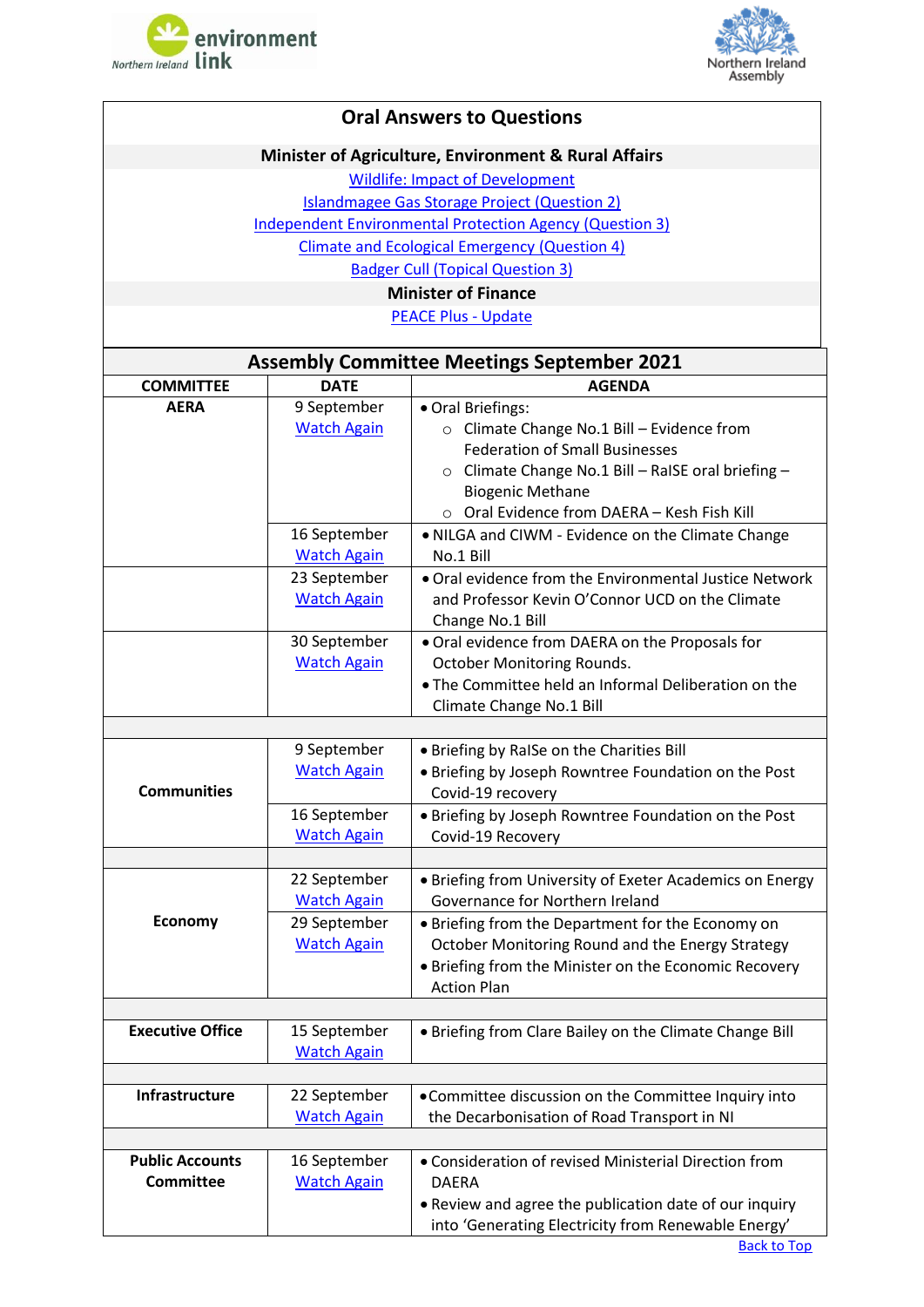## Oral Answers to Questions

**Minister of Agriculture, Environment & Rural Affairs**

[Wildlife: Impact of Development]

[Islandmagee Gas Storage Project (Question 2)]

[Independent Environmental Protection Agency (Question 3)]

[Climate and Ecological Emergency (Question 4)]

[Badger Cull (Topical Question 3)]

**Minister of Finance**

[PEACE Plus - Update]

## Assembly Committee Meetings September 2021

| COMMITTEE | DATE | AGENDA |
|---|---|---|
| **AERA** | 9 September<br>Watch Again | • Oral Briefings:<br>○ Climate Change No.1 Bill – Evidence from Federation of Small Businesses<br>○ Climate Change No.1 Bill – RaISE oral briefing – Biogenic Methane<br>○ Oral Evidence from DAERA – Kesh Fish Kill |
| | 16 September<br>Watch Again | • NILGA and CIWM - Evidence on the Climate Change No.1 Bill |
| | 23 September<br>Watch Again | • Oral evidence from the Environmental Justice Network and Professor Kevin O'Connor UCD on the Climate Change No.1 Bill |
| | 30 September<br>Watch Again | • Oral evidence from DAERA on the Proposals for October Monitoring Rounds.<br>• The Committee held an Informal Deliberation on the Climate Change No.1 Bill |
| | | |
| **Communities** | 9 September<br>Watch Again | • Briefing by RaISe on the Charities Bill<br>• Briefing by Joseph Rowntree Foundation on the Post Covid-19 recovery |
| | 16 September<br>Watch Again | • Briefing by Joseph Rowntree Foundation on the Post Covid-19 Recovery |
| | | |
| **Economy** | 22 September<br>Watch Again | • Briefing from University of Exeter Academics on Energy Governance for Northern Ireland |
| | 29 September<br>Watch Again | • Briefing from the Department for the Economy on October Monitoring Round and the Energy Strategy<br>• Briefing from the Minister on the Economic Recovery Action Plan |
| | | |
| **Executive Office** | 15 September<br>Watch Again | • Briefing from Clare Bailey on the Climate Change Bill |
| | | |
| **Infrastructure** | 22 September<br>Watch Again | • Committee discussion on the Committee Inquiry into the Decarbonisation of Road Transport in NI |
| | | |
| **Public Accounts Committee** | 16 September<br>Watch Again | • Consideration of revised Ministerial Direction from DAERA<br>• Review and agree the publication date of our inquiry into 'Generating Electricity from Renewable Energy' |

[Back to Top]